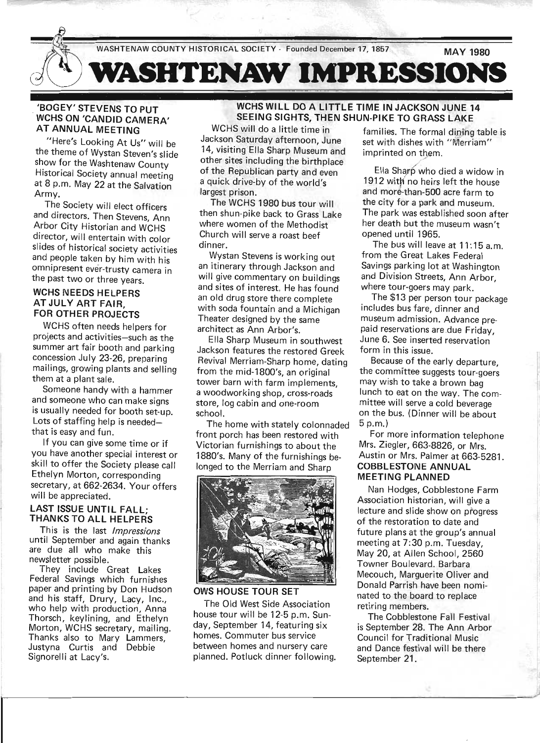WASHTENAW COUNTY HISTORICAL SOCIETY - Founded December 17, 1857 MAY 1980

# WASHTENAW IMPRESSIONS

## 'BOGEY' STEVENS TO PUT WCHS ON 'CANDID CAMERA' AT ANNUAL MEETING

"Here's Looking At Us" will be the theme of Wystan Steven's slide show for the Washtenaw County Historical Society annual meeting at 8 p.m. May 22 at the Salvation Army.

The Society will elect officers and directors. Then Stevens, Ann Arbor City Historian and WCHS director, will entertain with color slides of historical society activities and people taken by him with his omnipresent ever-trusty camera in the past two or three years.

## WCHS NEEDS HELPERS AT JULY ART FAIR, FOR OTHER PROJECTS

WCHS often needs helpers for projects and activities—such as the summer art fair booth and parking concession July 23-26, preparing mailings, growing plants and selling them at a plant sale.

Someone handy with a hammer and someone who can make signs is usually needed for booth set-up. Lots of staffing help is needed—that is easy and fun.

If you can give some time or if you have another special interest or skill to offer the Society please call Ethelyn Morton, corresponding secretary, at 662-2634. Your offers will be appreciated.

## LAST ISSUE UNTIL FALL; THANKS TO ALL HELPERS

This is the last *Impressions* until September and again thanks are due all who make this newsletter possible.

They include Great Lakes Federal Savings which furnishes paper and printing by Don Hudson and his staff, Drury, Lacy, Inc., who help with production, Anna Thorsch, keylining, and Ethelyn Morton, WCHS secretary, mailing. Thanks also to Mary Lammers, Justyna Curtis and Debbie Signorelli at Lacy's.

## WCHS WILL DO A LITTLE TIME IN JACKSON JUNE 14 SEEING SIGHTS, THEN SHUN-PIKE TO GRASS LAKE

WCHS will do a little time in Jackson Saturday afternoon, June 14, visiting Ella Sharp Museum and other sites including the birthplace of the Republican party and even a quick drive-by of the world's largest prison.

The WCHS 1980 bus tour will then shun-pike back to Grass Lake where women of the Methodist Church will serve a roast beef dinner.

Wystan Stevens is working out an itinerary through Jackson and will give commentary on buildings and sites of interest. He has found an old drug store there complete with soda fountain and a Michigan Theater designed by the same architect as Ann Arbor's.

Ella Sharp Museum in southwest Jackson features the restored Greek Revival Merriam-Sharp home, dating from the mid-1800's, an original tower barn with farm implements, a woodworking shop, cross-roads store, log cabin and one-room school.

The home with stately colonnaded front porch has been restored with Victorian furnishings to about the 1880's. Many of the furnishings belonged to the Merriam and Sharp families. The formal dining table is set with dishes with "Merriam" imprinted on them.

Ella Sharp who died a widow in 1912 with no heirs left the house and more-than-500 acre farm to the city for a park and museum. The park was established soon after her death but the museum wasn't opened until 1965.

The bus will leave at 11:15 a.m. from the Great Lakes Federal Savings parking lot at Washington and Division Streets, Ann Arbor, where tour-goers may park.

The $13 per person tour package includes bus fare, dinner and museum admission. Advance prepaid reservations are due Friday, June 6. See inserted reservation form in this issue.

Because of the early departure, the committee suggests tour-goers may wish to take a brown bag lunch to eat on the way. The committee will serve a cold beverage on the bus. (Dinner will be about 5 p.m.)

For more information telephone Mrs. Ziegler, 663-8826, or Mrs. Austin or Mrs. Palmer at 663-5281.

## OWS HOUSE TOUR SET

The Old West Side Association house tour will be 12-5 p.m. Sunday, September 14, featuring six homes. Commuter bus service between homes and nursery care planned. Potluck dinner following.

## COBBLESTONE ANNUAL MEETING PLANNED

Nan Hodges, Cobblestone Farm Association historian, will give a lecture and slide show on progress of the restoration to date and future plans at the group's annual meeting at 7:30 p.m. Tuesday, May 20, at Allen School, 2560 Towner Boulevard. Barbara Mecouch, Marguerite Oliver and Donald Parrish have been nominated to the board to replace retiring members.

The Cobblestone Fall Festival is September 28. The Ann Arbor Council for Traditional Music and Dance festival will be there September 21.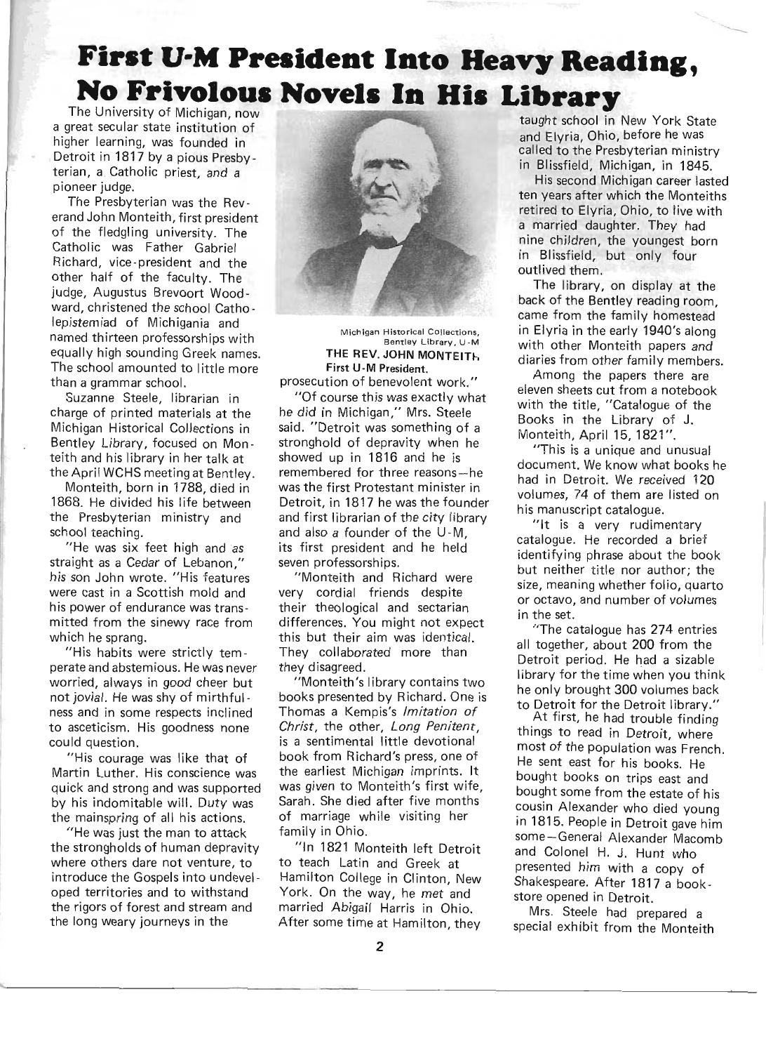# First U-M President Into Heavy Reading, No Frivolous Novels In His Library

The University of Michigan, now a great secular state institution of higher learning, was founded in Detroit in 1817 by a pious Presbyterian, a Catholic priest, and a pioneer judge.

The Presbyterian was the Reverand John Monteith, first president of the fledgling university. The Catholic was Father Gabriel Richard, vice-president and the other half of the faculty. The judge, Augustus Brevoort Woodward, christened the school Catholepistemiad of Michigania and named thirteen professorships with equally high sounding Greek names. The school amounted to little more than a grammar school.

Suzanne Steele, librarian in charge of printed materials at the Michigan Historical Collections in Bentley Library, focused on Monteith and his library in her talk at the April WCHS meeting at Bentley.

Monteith, born in 1788, died in 1868. He divided his life between the Presbyterian ministry and school teaching.

"He was six feet high and as straight as a Cedar of Lebanon," his son John wrote. "His features were cast in a Scottish mold and his power of endurance was transmitted from the sinewy race from which he sprang.

"His habits were strictly temperate and abstemious. He was never worried, always in good cheer but not jovial. He was shy of mirthfulness and in some respects inclined to asceticism. His goodness none could question.

"His courage was like that of Martin Luther. His conscience was quick and strong and was supported by his indomitable will. Duty was the mainspring of all his actions.

"He was just the man to attack the strongholds of human depravity where others dare not venture, to introduce the Gospels into undeveloped territories and to withstand the rigors of forest and stream and the long weary journeys in the prosecution of benevolent work."

Michigan Historical Collections, Bentley Library, U-M
**THE REV. JOHN MONTEITH, First U-M President.**

"Of course this was exactly what he did in Michigan," Mrs. Steele said. "Detroit was something of a stronghold of depravity when he showed up in 1816 and he is remembered for three reasons—he was the first Protestant minister in Detroit, in 1817 he was the founder and first librarian of the city library and also a founder of the U-M, its first president and he held seven professorships.

"Monteith and Richard were very cordial friends despite their theological and sectarian differences. You might not expect this but their aim was identical. They collaborated more than they disagreed.

"Monteith's library contains two books presented by Richard. One is Thomas a Kempis's *Imitation of Christ*, the other, *Long Penitent*, is a sentimental little devotional book from Richard's press, one of the earliest Michigan imprints. It was given to Monteith's first wife, Sarah. She died after five months of marriage while visiting her family in Ohio.

"In 1821 Monteith left Detroit to teach Latin and Greek at Hamilton College in Clinton, New York. On the way, he met and married Abigail Harris in Ohio. After some time at Hamilton, they taught school in New York State and Elyria, Ohio, before he was called to the Presbyterian ministry in Blissfield, Michigan, in 1845.

His second Michigan career lasted ten years after which the Monteiths retired to Elyria, Ohio, to live with a married daughter. They had nine children, the youngest born in Blissfield, but only four outlived them.

The library, on display at the back of the Bentley reading room, came from the family homestead in Elyria in the early 1940's along with other Monteith papers and diaries from other family members.

Among the papers there are eleven sheets cut from a notebook with the title, "Catalogue of the Books in the Library of J. Monteith, April 15, 1821".

"This is a unique and unusual document. We know what books he had in Detroit. We received 120 volumes, 74 of them are listed on his manuscript catalogue.

"It is a very rudimentary catalogue. He recorded a brief identifying phrase about the book but neither title nor author; the size, meaning whether folio, quarto or octavo, and number of volumes in the set.

"The catalogue has 274 entries all together, about 200 from the Detroit period. He had a sizable library for the time when you think he only brought 300 volumes back to Detroit for the Detroit library."

At first, he had trouble finding things to read in Detroit, where most of the population was French. He sent east for his books. He bought books on trips east and bought some from the estate of his cousin Alexander who died young in 1815. People in Detroit gave him some—General Alexander Macomb and Colonel H. J. Hunt who presented him with a copy of Shakespeare. After 1817 a bookstore opened in Detroit.

Mrs. Steele had prepared a special exhibit from the Monteith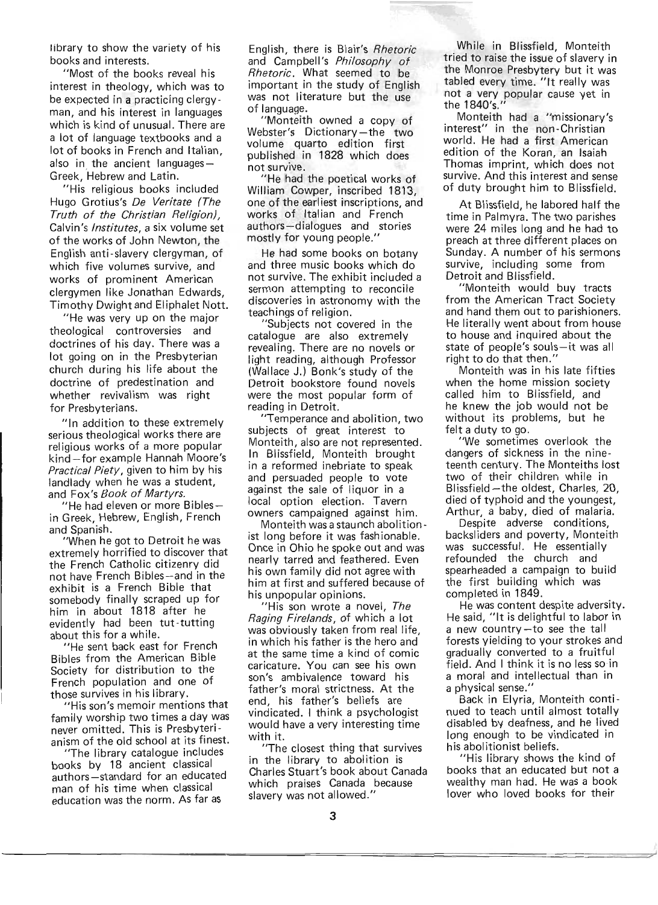library to show the variety of his books and interests.

"Most of the books reveal his interest in theology, which was to be expected in a practicing clergyman, and his interest in languages which is kind of unusual. There are a lot of language textbooks and a lot of books in French and Italian, also in the ancient languages—Greek, Hebrew and Latin.

"His religious books included Hugo Grotius's *De Veritate (The Truth of the Christian Religion)*, Calvin's *Institutes*, a six volume set of the works of John Newton, the English anti-slavery clergyman, of which five volumes survive, and works of prominent American clergymen like Jonathan Edwards, Timothy Dwight and Eliphalet Nott.

"He was very up on the major theological controversies and doctrines of his day. There was a lot going on in the Presbyterian church during his life about the doctrine of predestination and whether revivalism was right for Presbyterians.

"In addition to these extremely serious theological works there are religious works of a more popular kind—for example Hannah Moore's *Practical Piety*, given to him by his landlady when he was a student, and Fox's *Book of Martyrs*.

"He had eleven or more Bibles—in Greek, Hebrew, English, French and Spanish.

"When he got to Detroit he was extremely horrified to discover that the French Catholic citizenry did not have French Bibles—and in the exhibit is a French Bible that somebody finally scraped up for him in about 1818 after he evidently had been tut-tutting about this for a while.

"He sent back east for French Bibles from the American Bible Society for distribution to the French population and one of those survives in his library.

"His son's memoir mentions that family worship two times a day was never omitted. This is Presbyterianism of the old school at its finest.

"The library catalogue includes books by 18 ancient classical authors—standard for an educated man of his time when classical education was the norm. As far as English, there is Blair's *Rhetoric* and Campbell's *Philosophy of Rhetoric*. What seemed to be important in the study of English was not literature but the use of language.

"Monteith owned a copy of Webster's Dictionary—the two volume quarto edition first published in 1828 which does not survive.

"He had the poetical works of William Cowper, inscribed 1813, one of the earliest inscriptions, and works of Italian and French authors—dialogues and stories mostly for young people."

He had some books on botany and three music books which do not survive. The exhibit included a sermon attempting to reconcile discoveries in astronomy with the teachings of religion.

"Subjects not covered in the catalogue are also extremely revealing. There are no novels or light reading, although Professor (Wallace J.) Bonk's study of the Detroit bookstore found novels were the most popular form of reading in Detroit.

"Temperance and abolition, two subjects of great interest to Monteith, also are not represented. In Blissfield, Monteith brought in a reformed inebriate to speak and persuaded people to vote against the sale of liquor in a local option election. Tavern owners campaigned against him.

Monteith was a staunch abolitionist long before it was fashionable. Once in Ohio he spoke out and was nearly tarred and feathered. Even his own family did not agree with him at first and suffered because of his unpopular opinions.

"His son wrote a novel, *The Raging Firelands*, of which a lot was obviously taken from real life, in which his father is the hero and at the same time a kind of comic caricature. You can see his own son's ambivalence toward his father's moral strictness. At the end, his father's beliefs are vindicated. I think a psychologist would have a very interesting time with it.

"The closest thing that survives in the library to abolition is Charles Stuart's book about Canada which praises Canada because slavery was not allowed."

While in Blissfield, Monteith tried to raise the issue of slavery in the Monroe Presbytery but it was tabled every time. "It really was not a very popular cause yet in the 1840's."

Monteith had a "missionary's interest" in the non-Christian world. He had a first American edition of the Koran, an Isaiah Thomas imprint, which does not survive. And this interest and sense of duty brought him to Blissfield.

At Blissfield, he labored half the time in Palmyra. The two parishes were 24 miles long and he had to preach at three different places on Sunday. A number of his sermons survive, including some from Detroit and Blissfield.

"Monteith would buy tracts from the American Tract Society and hand them out to parishioners. He literally went about from house to house and inquired about the state of people's souls—it was all right to do that then."

Monteith was in his late fifties when the home mission society called him to Blissfield, and he knew the job would not be without its problems, but he felt a duty to go.

"We sometimes overlook the dangers of sickness in the nineteenth century. The Monteiths lost two of their children while in Blissfield—the oldest, Charles, 20, died of typhoid and the youngest, Arthur, a baby, died of malaria.

Despite adverse conditions, backsliders and poverty, Monteith was successful. He essentially refounded the church and spearheaded a campaign to build the first building which was completed in 1849.

He was content despite adversity. He said, "It is delightful to labor in a new country—to see the tall forests yielding to your strokes and gradually converted to a fruitful field. And I think it is no less so in a moral and intellectual than in a physical sense."

Back in Elyria, Monteith continued to teach until almost totally disabled by deafness, and he lived long enough to be vindicated in his abolitionist beliefs.

"His library shows the kind of books that an educated but not a wealthy man had. He was a book lover who loved books for their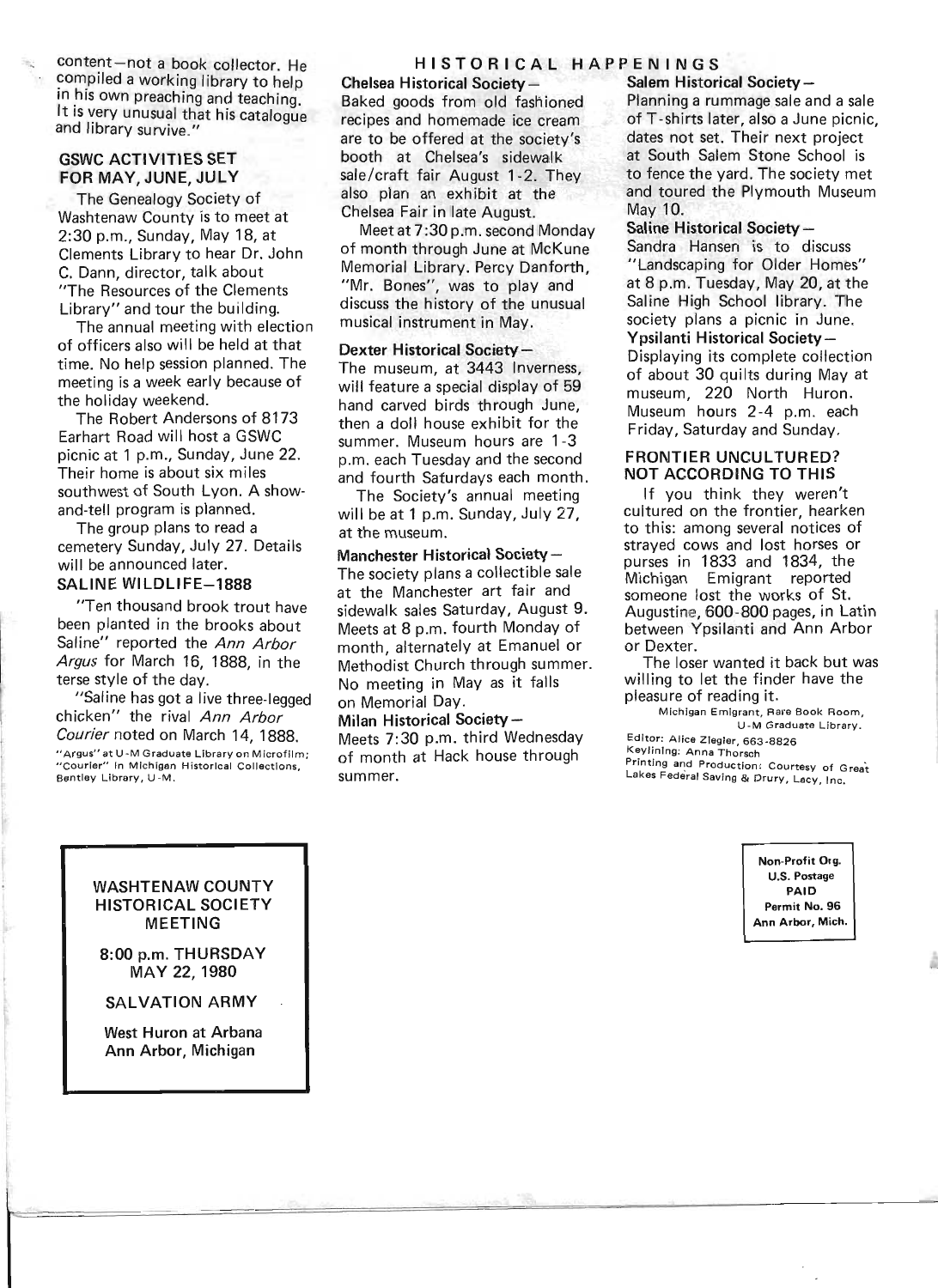content—not a book collector. He compiled a working library to help in his own preaching and teaching. It is very unusual that his catalogue and library survive."

## GSWC ACTIVITIES SET FOR MAY, JUNE, JULY

The Genealogy Society of Washtenaw County is to meet at 2:30 p.m., Sunday, May 18, at Clements Library to hear Dr. John C. Dann, director, talk about "The Resources of the Clements Library" and tour the building.

The annual meeting with election of officers also will be held at that time. No help session planned. The meeting is a week early because of the holiday weekend.

The Robert Andersons of 8173 Earhart Road will host a GSWC picnic at 1 p.m., Sunday, June 22. Their home is about six miles southwest of South Lyon. A show-and-tell program is planned.

The group plans to read a cemetery Sunday, July 27. Details will be announced later.

## SALINE WILDLIFE—1888

"Ten thousand brook trout have been planted in the brooks about Saline" reported the *Ann Arbor Argus* for March 16, 1888, in the terse style of the day.

"Saline has got a live three-legged chicken" the rival *Ann Arbor Courier* noted on March 14, 1888.

"Argus" at U-M Graduate Library on Microfilm; "Courier" in Michigan Historical Collections, Bentley Library, U-M.

## HISTORICAL HAPPENINGS

**Chelsea Historical Society**—
Baked goods from old fashioned recipes and homemade ice cream are to be offered at the society's booth at Chelsea's sidewalk sale/craft fair August 1-2. They also plan an exhibit at the Chelsea Fair in late August.

Meet at 7:30 p.m. second Monday of month through June at McKune Memorial Library. Percy Danforth, "Mr. Bones", was to play and discuss the history of the unusual musical instrument in May.

**Dexter Historical Society**—
The museum, at 3443 Inverness, will feature a special display of 59 hand carved birds through June, then a doll house exhibit for the summer. Museum hours are 1-3 p.m. each Tuesday and the second and fourth Saturdays each month.

The Society's annual meeting will be at 1 p.m. Sunday, July 27, at the museum.

**Manchester Historical Society**—
The society plans a collectible sale at the Manchester art fair and sidewalk sales Saturday, August 9. Meets at 8 p.m. fourth Monday of month, alternately at Emanuel or Methodist Church through summer. No meeting in May as it falls on Memorial Day.

**Milan Historical Society**—
Meets 7:30 p.m. third Wednesday of month at Hack house through summer.

**Salem Historical Society**—
Planning a rummage sale and a sale of T-shirts later, also a June picnic, dates not set. Their next project at South Salem Stone School is to fence the yard. The society met and toured the Plymouth Museum May 10.

**Saline Historical Society**—
Sandra Hansen is to discuss "Landscaping for Older Homes" at 8 p.m. Tuesday, May 20, at the Saline High School library. The society plans a picnic in June.

**Ypsilanti Historical Society**—
Displaying its complete collection of about 30 quilts during May at museum, 220 North Huron. Museum hours 2-4 p.m. each Friday, Saturday and Sunday.

## FRONTIER UNCULTURED? NOT ACCORDING TO THIS

If you think they weren't cultured on the frontier, hearken to this: among several notices of strayed cows and lost horses or purses in 1833 and 1834, the Michigan Emigrant reported someone lost the works of St. Augustine, 600-800 pages, in Latin between Ypsilanti and Ann Arbor or Dexter.

The loser wanted it back but was willing to let the finder have the pleasure of reading it.

Michigan Emigrant, Rare Book Room, U-M Graduate Library.

Editor: Alice Ziegler, 663-8826
Keylining: Anna Thorsch
Printing and Production: Courtesy of Great Lakes Federal Saving & Drury, Lacy, Inc.

**WASHTENAW COUNTY HISTORICAL SOCIETY MEETING**

**8:00 p.m. THURSDAY MAY 22, 1980**

**SALVATION ARMY**

**West Huron at Arbana**
**Ann Arbor, Michigan**

Non-Profit Org.
U.S. Postage
PAID
Permit No. 96
Ann Arbor, Mich.